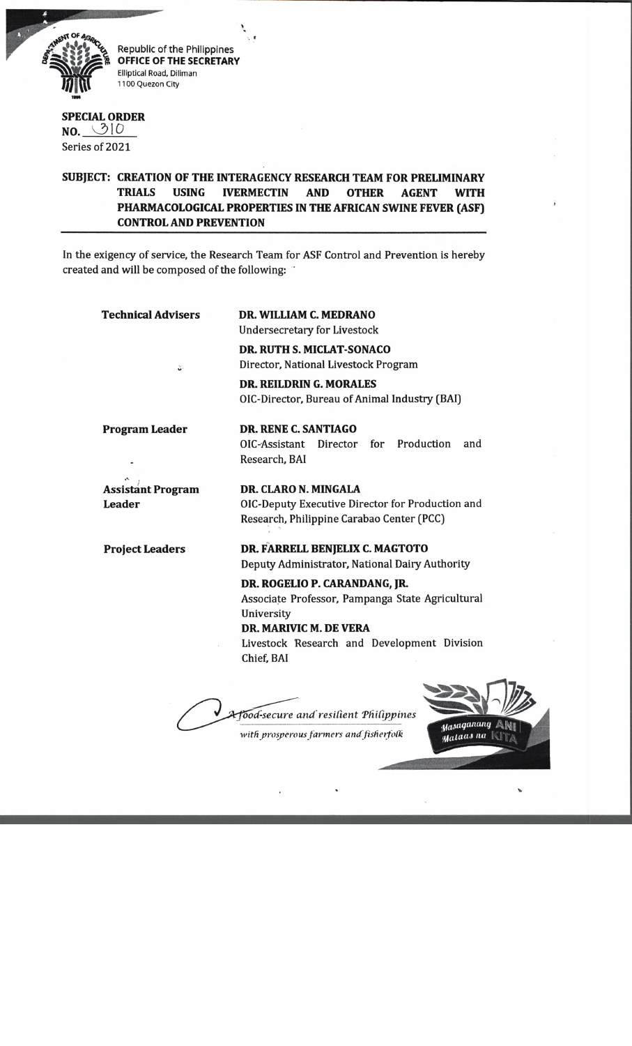Republic of the Philippines
**OFFICE OF THE SECRETARY**
Elliptical Road, Diliman
1100 Quezon City

**SPECIAL ORDER**
**NO.** 310
Series of 2021

**SUBJECT: CREATION OF THE INTERAGENCY RESEARCH TEAM FOR PRELIMINARY TRIALS USING IVERMECTIN AND OTHER AGENT WITH PHARMACOLOGICAL PROPERTIES IN THE AFRICAN SWINE FEVER (ASF) CONTROL AND PREVENTION**

In the exigency of service, the Research Team for ASF Control and Prevention is hereby created and will be composed of the following:

| | |
|---|---|
| **Technical Advisers** | **DR. WILLIAM C. MEDRANO**<br>Undersecretary for Livestock |
| | **DR. RUTH S. MICLAT-SONACO**<br>Director, National Livestock Program |
| | **DR. REILDRIN G. MORALES**<br>OIC-Director, Bureau of Animal Industry (BAI) |
| **Program Leader** | **DR. RENE C. SANTIAGO**<br>OIC-Assistant Director for Production and Research, BAI |
| **Assistant Program Leader** | **DR. CLARO N. MINGALA**<br>OIC-Deputy Executive Director for Production and Research, Philippine Carabao Center (PCC) |
| **Project Leaders** | **DR. FARRELL BENJELIX C. MAGTOTO**<br>Deputy Administrator, National Dairy Authority |
| | **DR. ROGELIO P. CARANDANG, JR.**<br>Associate Professor, Pampanga State Agricultural University |
| | **DR. MARIVIC M. DE VERA**<br>Livestock Research and Development Division Chief, BAI |

*A food-secure and resilient Philippines with prosperous farmers and fisherfolk*

*Masaganang ANI Mataas na KITA*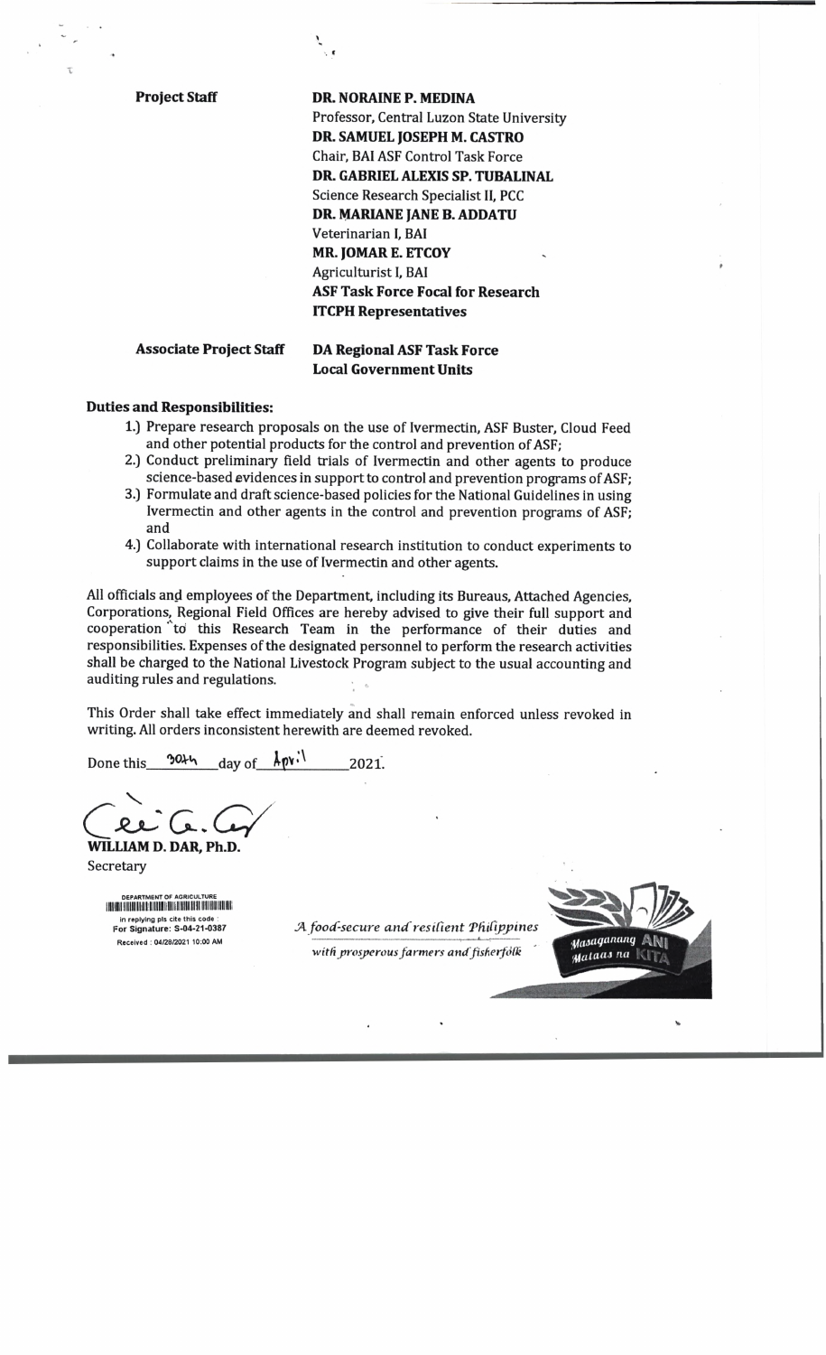| | |
| --- | --- |
| **Project Staff** | **DR. NORAINE P. MEDINA**<br>Professor, Central Luzon State University<br>**DR. SAMUEL JOSEPH M. CASTRO**<br>Chair, BAI ASF Control Task Force<br>**DR. GABRIEL ALEXIS SP. TUBALINAL**<br>Science Research Specialist II, PCC<br>**DR. MARIANE JANE B. ADDATU**<br>Veterinarian I, BAI<br>**MR. JOMAR E. ETCOY**<br>Agriculturist I, BAI<br>**ASF Task Force Focal for Research**<br>**ITCPH Representatives** |
| **Associate Project Staff** | **DA Regional ASF Task Force**<br>**Local Government Units** |

**Duties and Responsibilities:**

1.) Prepare research proposals on the use of Ivermectin, ASF Buster, Cloud Feed and other potential products for the control and prevention of ASF;
2.) Conduct preliminary field trials of Ivermectin and other agents to produce science-based evidences in support to control and prevention programs of ASF;
3.) Formulate and draft science-based policies for the National Guidelines in using Ivermectin and other agents in the control and prevention programs of ASF; and
4.) Collaborate with international research institution to conduct experiments to support claims in the use of Ivermectin and other agents.

All officials and employees of the Department, including its Bureaus, Attached Agencies, Corporations, Regional Field Offices are hereby advised to give their full support and cooperation to this Research Team in the performance of their duties and responsibilities. Expenses of the designated personnel to perform the research activities shall be charged to the National Livestock Program subject to the usual accounting and auditing rules and regulations.

This Order shall take effect immediately and shall remain enforced unless revoked in writing. All orders inconsistent herewith are deemed revoked.

Done this 30th day of April 2021.

**WILLIAM D. DAR, Ph.D.**
Secretary

DEPARTMENT OF AGRICULTURE
in replying pls cite this code :
For Signature: S-04-21-0387
Received : 04/28/2021 10:00 AM

*A food-secure and resilient Philippines*
*with prosperous farmers and fisherfolk*

Masaganang ANI Mataas na KITA